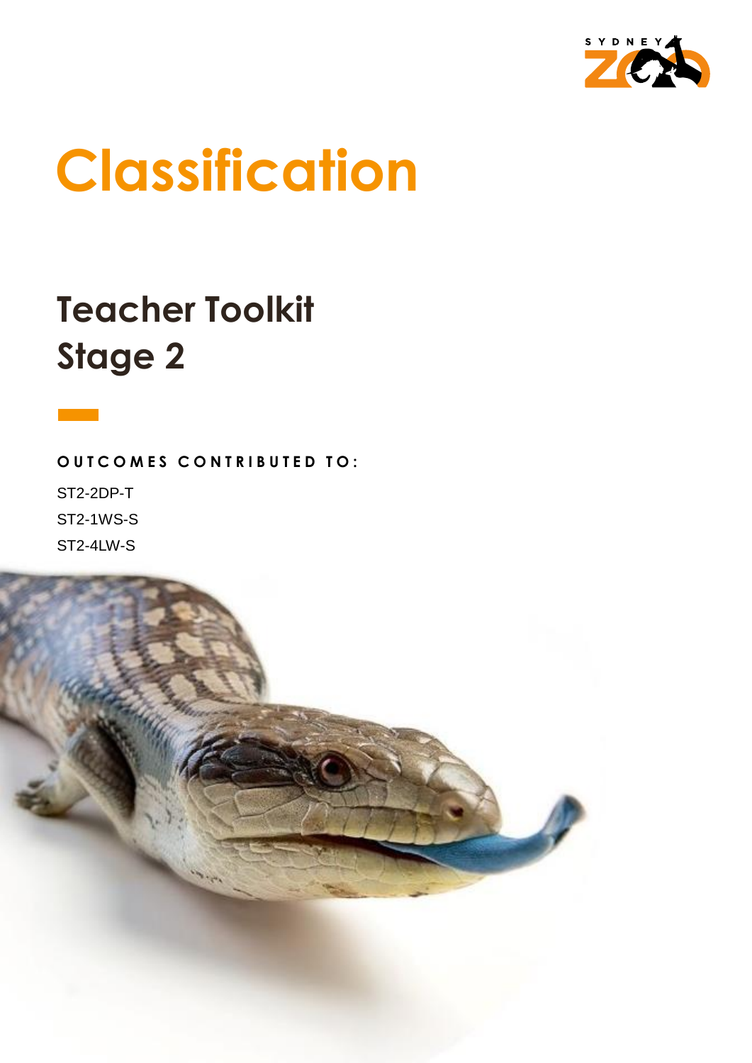# Classification

## Teacher Toolkit
## Stage 2

**OUTCOMES CONTRIBUTED TO:**

ST2-2DP-T

ST2-1WS-S

ST2-4LW-S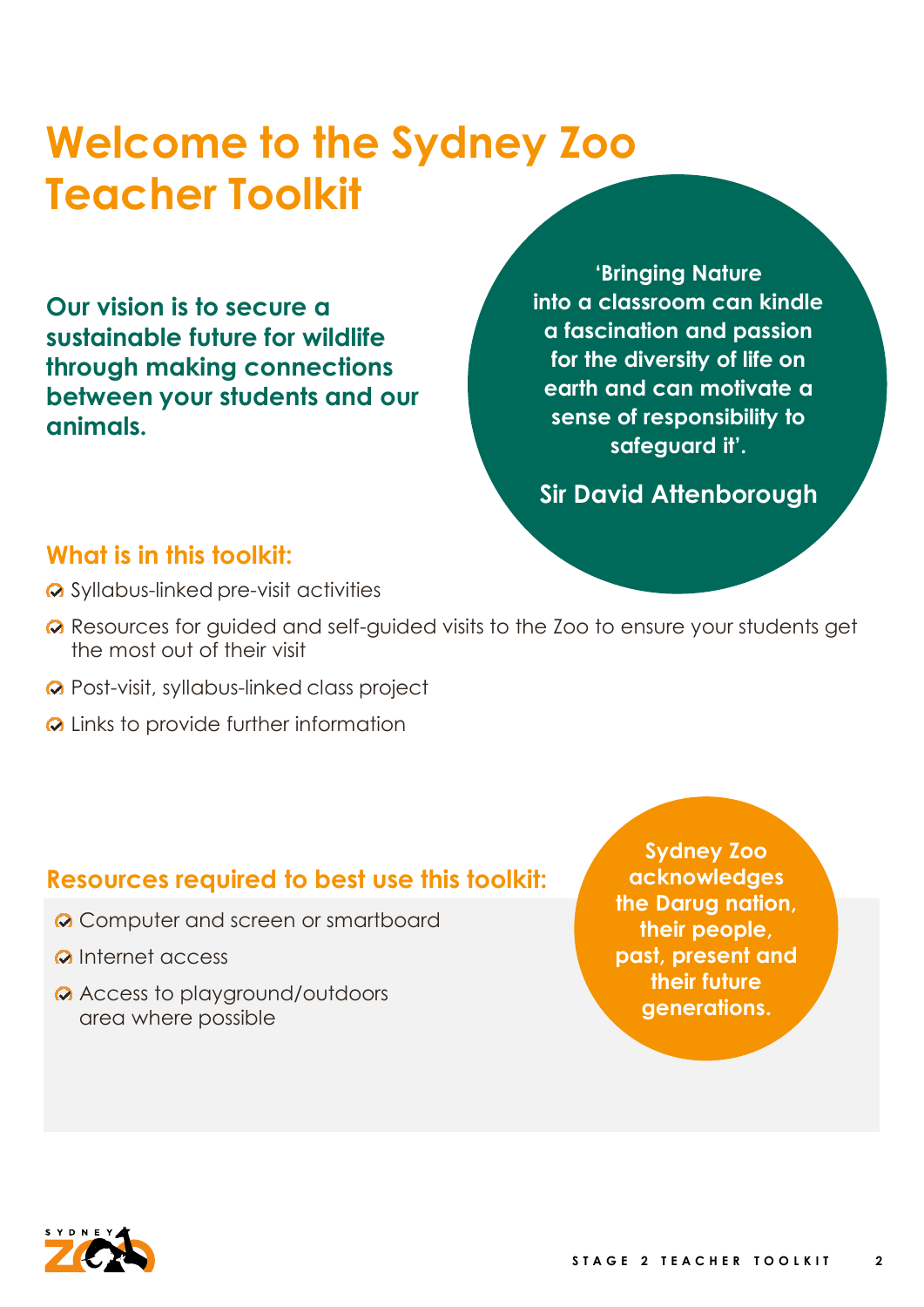# Welcome to the Sydney Zoo Teacher Toolkit

**Our vision is to secure a sustainable future for wildlife through making connections between your students and our animals.**

**'Bringing Nature into a classroom can kindle a fascination and passion for the diversity of life on earth and can motivate a sense of responsibility to safeguard it'.**

**Sir David Attenborough**

## What is in this toolkit:

- Syllabus-linked pre-visit activities
- Resources for guided and self-guided visits to the Zoo to ensure your students get the most out of their visit
- Post-visit, syllabus-linked class project
- Links to provide further information

## Resources required to best use this toolkit:

- Computer and screen or smartboard
- Internet access
- Access to playground/outdoors area where possible

**Sydney Zoo acknowledges the Darug nation, their people, past, present and their future generations.**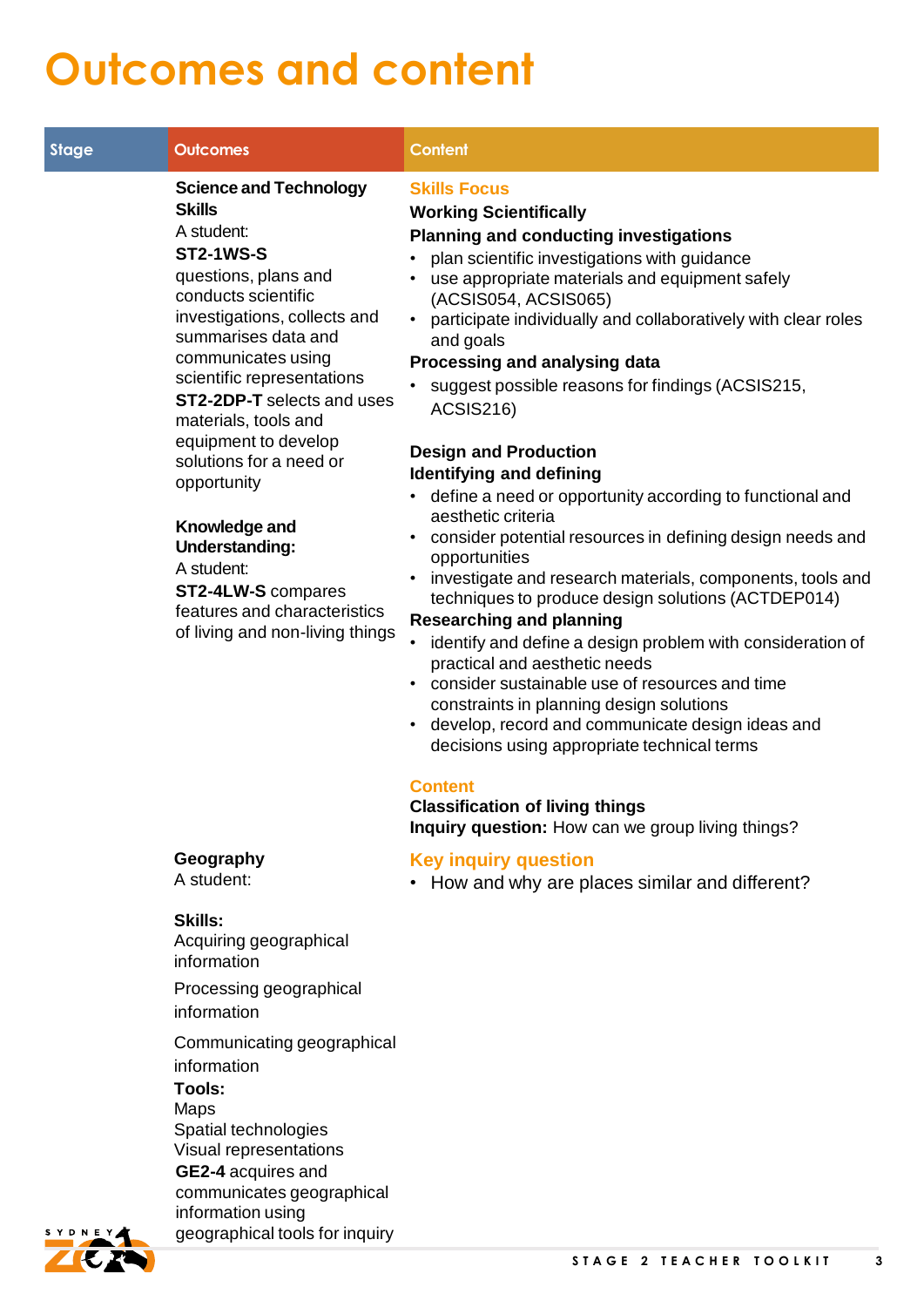# Outcomes and content

| Stage | Outcomes | Content |
|---|---|---|
| | **Science and Technology Skills**<br>A student:<br>**ST2-1WS-S** questions, plans and conducts scientific investigations, collects and summarises data and communicates using scientific representations<br>**ST2-2DP-T** selects and uses materials, tools and equipment to develop solutions for a need or opportunity<br><br>**Knowledge and Understanding:**<br>A student:<br>**ST2-4LW-S** compares features and characteristics of living and non-living things | **Skills Focus**<br>**Working Scientifically**<br>**Planning and conducting investigations**<br>• plan scientific investigations with guidance<br>• use appropriate materials and equipment safely (ACSIS054, ACSIS065)<br>• participate individually and collaboratively with clear roles and goals<br>**Processing and analysing data**<br>• suggest possible reasons for findings (ACSIS215, ACSIS216)<br><br>**Design and Production**<br>**Identifying and defining**<br>• define a need or opportunity according to functional and aesthetic criteria<br>• consider potential resources in defining design needs and opportunities<br>• investigate and research materials, components, tools and techniques to produce design solutions (ACTDEP014)<br>**Researching and planning**<br>• identify and define a design problem with consideration of practical and aesthetic needs<br>• consider sustainable use of resources and time constraints in planning design solutions<br>• develop, record and communicate design ideas and decisions using appropriate technical terms<br><br>**Content**<br>**Classification of living things**<br>**Inquiry question:** How can we group living things? |
| | **Geography**<br>A student:<br><br>**Skills:**<br>Acquiring geographical information<br>Processing geographical information<br>Communicating geographical information<br>**Tools:**<br>Maps<br>Spatial technologies<br>Visual representations<br>**GE2-4** acquires and communicates geographical information using geographical tools for inquiry | **Key inquiry question**<br>• How and why are places similar and different? |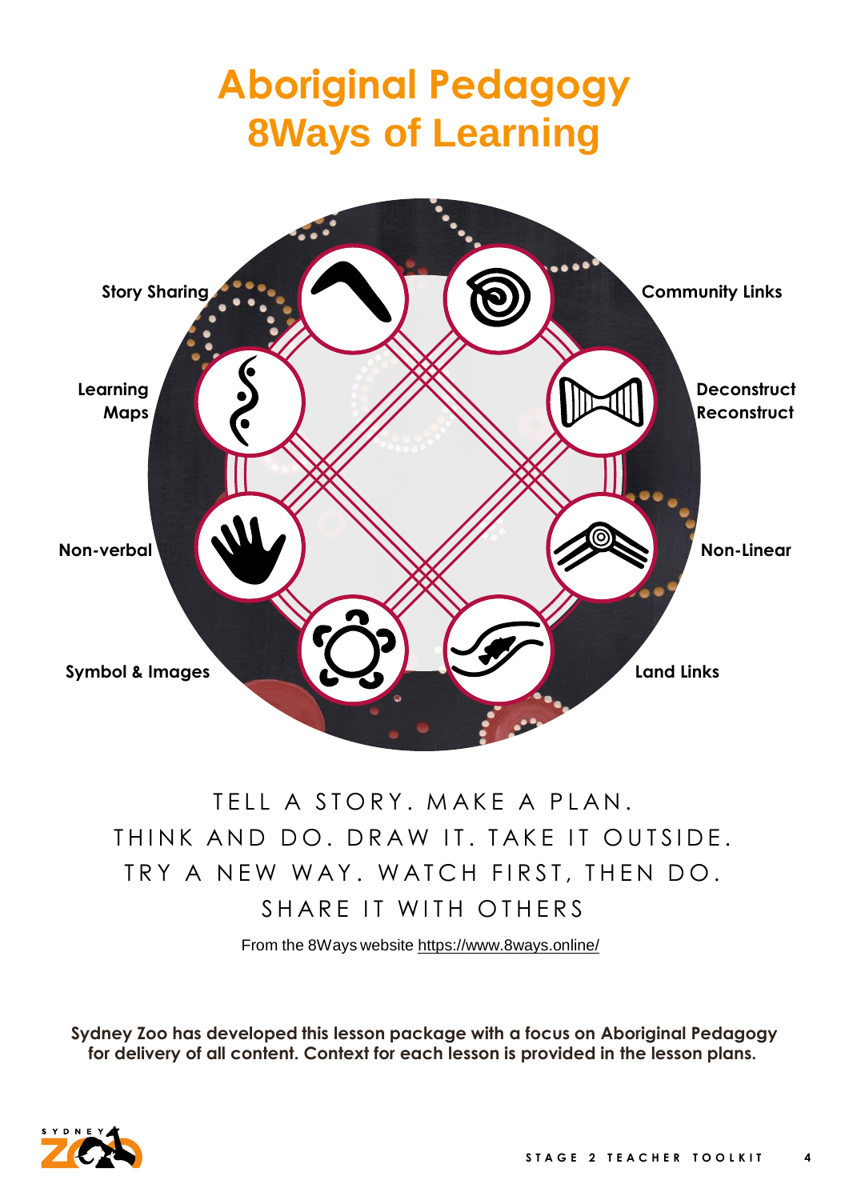# Aboriginal Pedagogy
# 8Ways of Learning

Story Sharing

Community Links

Learning Maps

Deconstruct Reconstruct

Non-verbal

Non-Linear

Symbol & Images

Land Links

TELL A STORY. MAKE A PLAN.
THINK AND DO. DRAW IT. TAKE IT OUTSIDE.
TRY A NEW WAY. WATCH FIRST, THEN DO.
SHARE IT WITH OTHERS

From the 8Ways website https://www.8ways.online/

**Sydney Zoo has developed this lesson package with a focus on Aboriginal Pedagogy for delivery of all content. Context for each lesson is provided in the lesson plans.**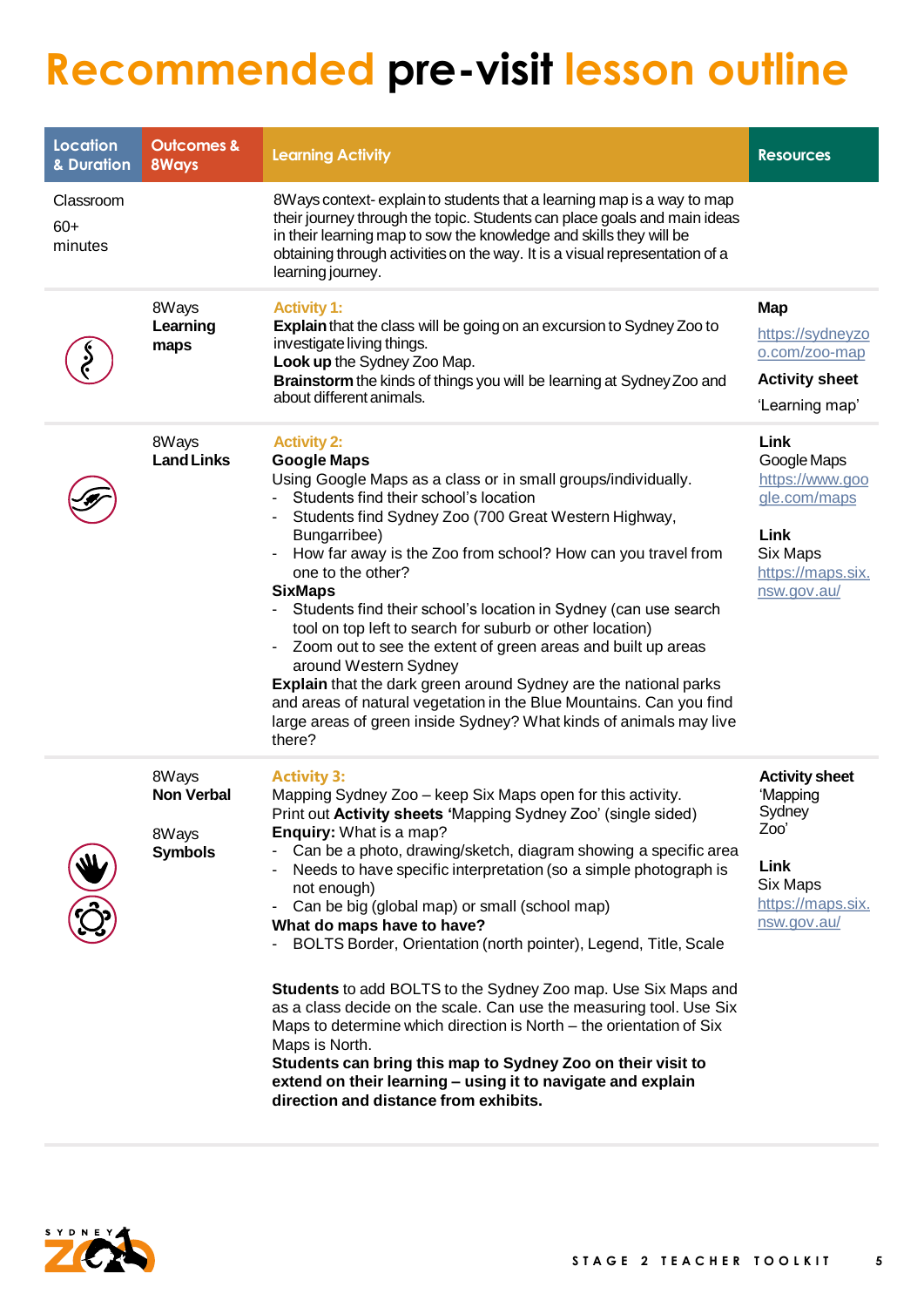# Recommended pre-visit lesson outline

| Location & Duration | Outcomes & 8Ways | Learning Activity | Resources |
|---|---|---|---|
| Classroom<br>60+ minutes | | 8Ways context- explain to students that a learning map is a way to map their journey through the topic. Students can place goals and main ideas in their learning map to sow the knowledge and skills they will be obtaining through activities on the way. It is a visual representation of a learning journey. | |
| | 8Ways **Learning maps** | **Activity 1:**<br>**Explain** that the class will be going on an excursion to Sydney Zoo to investigate living things.<br>**Look up** the Sydney Zoo Map.<br>**Brainstorm** the kinds of things you will be learning at Sydney Zoo and about different animals. | **Map**<br>https://sydneyzoo.com/zoo-map<br>**Activity sheet**<br>'Learning map' |
| | 8Ways **Land Links** | **Activity 2:**<br>**Google Maps**<br>Using Google Maps as a class or in small groups/individually.<br>- Students find their school's location<br>- Students find Sydney Zoo (700 Great Western Highway, Bungarribee)<br>- How far away is the Zoo from school? How can you travel from one to the other?<br>**SixMaps**<br>- Students find their school's location in Sydney (can use search tool on top left to search for suburb or other location)<br>- Zoom out to see the extent of green areas and built up areas around Western Sydney<br>**Explain** that the dark green around Sydney are the national parks and areas of natural vegetation in the Blue Mountains. Can you find large areas of green inside Sydney? What kinds of animals may live there? | **Link**<br>Google Maps<br>https://www.google.com/maps<br><br>**Link**<br>Six Maps<br>https://maps.six.nsw.gov.au/ |
| | 8Ways **Non Verbal**<br><br>8Ways **Symbols** | **Activity 3:**<br>Mapping Sydney Zoo – keep Six Maps open for this activity.<br>Print out **Activity sheets** 'Mapping Sydney Zoo' (single sided)<br>**Enquiry:** What is a map?<br>- Can be a photo, drawing/sketch, diagram showing a specific area<br>- Needs to have specific interpretation (so a simple photograph is not enough)<br>- Can be big (global map) or small (school map)<br>**What do maps have to have?**<br>- BOLTS Border, Orientation (north pointer), Legend, Title, Scale<br><br>**Students** to add BOLTS to the Sydney Zoo map. Use Six Maps and as a class decide on the scale. Can use the measuring tool. Use Six Maps to determine which direction is North – the orientation of Six Maps is North.<br>**Students can bring this map to Sydney Zoo on their visit to extend on their learning – using it to navigate and explain direction and distance from exhibits.** | **Activity sheet**<br>'Mapping Sydney Zoo'<br><br>**Link**<br>Six Maps<br>https://maps.six.nsw.gov.au/ |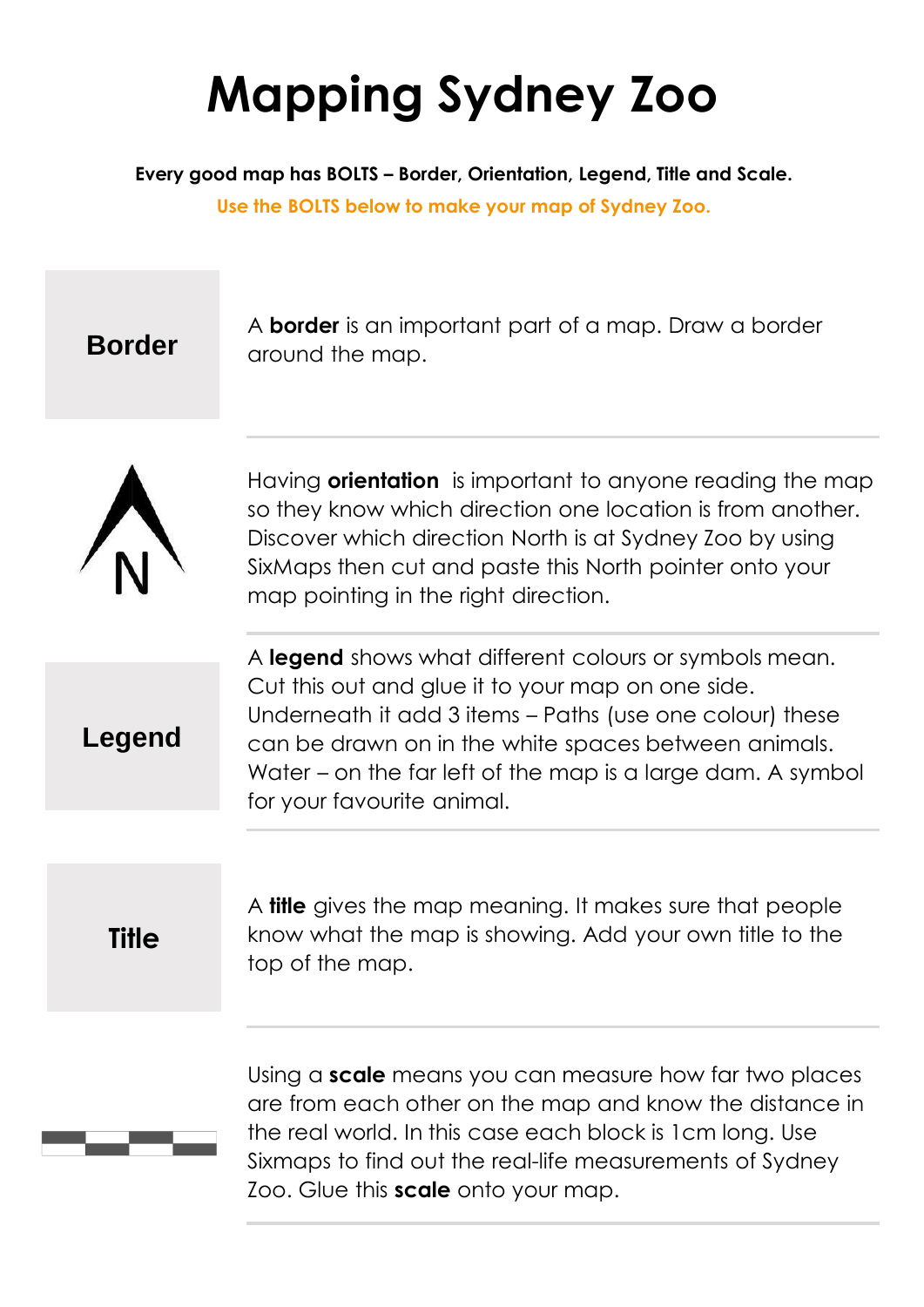# Mapping Sydney Zoo

**Every good map has BOLTS – Border, Orientation, Legend, Title and Scale.**

**Use the BOLTS below to make your map of Sydney Zoo.**

| | |
|---|---|
| **Border** | A **border** is an important part of a map. Draw a border around the map. |
| N | Having **orientation** is important to anyone reading the map so they know which direction one location is from another. Discover which direction North is at Sydney Zoo by using SixMaps then cut and paste this North pointer onto your map pointing in the right direction. |
| **Legend** | A **legend** shows what different colours or symbols mean. Cut this out and glue it to your map on one side. Underneath it add 3 items – Paths (use one colour) these can be drawn on in the white spaces between animals. Water – on the far left of the map is a large dam. A symbol for your favourite animal. |
| **Title** | A **title** gives the map meaning. It makes sure that people know what the map is showing. Add your own title to the top of the map. |
| | Using a **scale** means you can measure how far two places are from each other on the map and know the distance in the real world. In this case each block is 1cm long. Use Sixmaps to find out the real-life measurements of Sydney Zoo. Glue this **scale** onto your map. |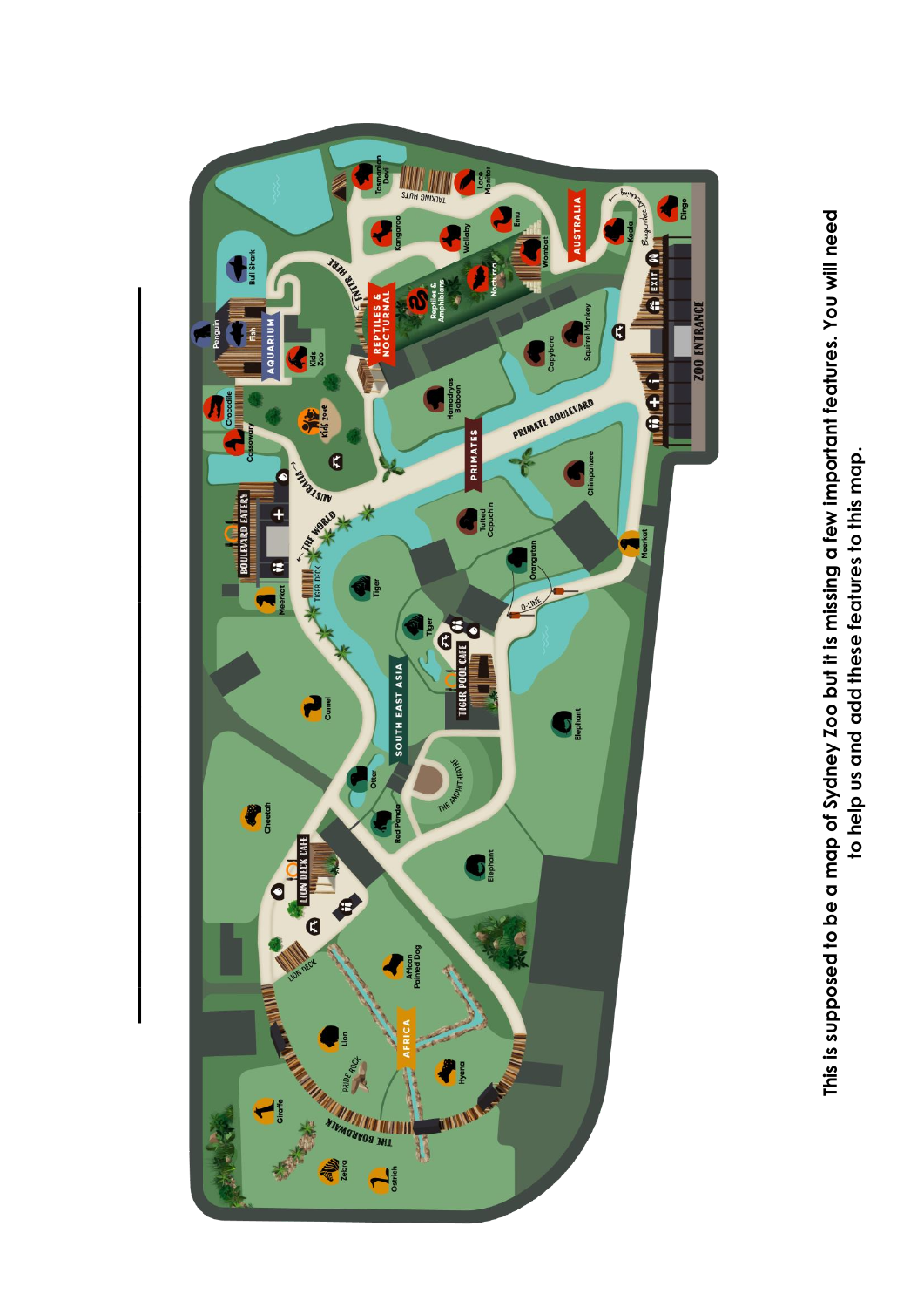This is supposed to be a map of Sydney Zoo but it is missing a few important features. You will need to help us and add these features to this map.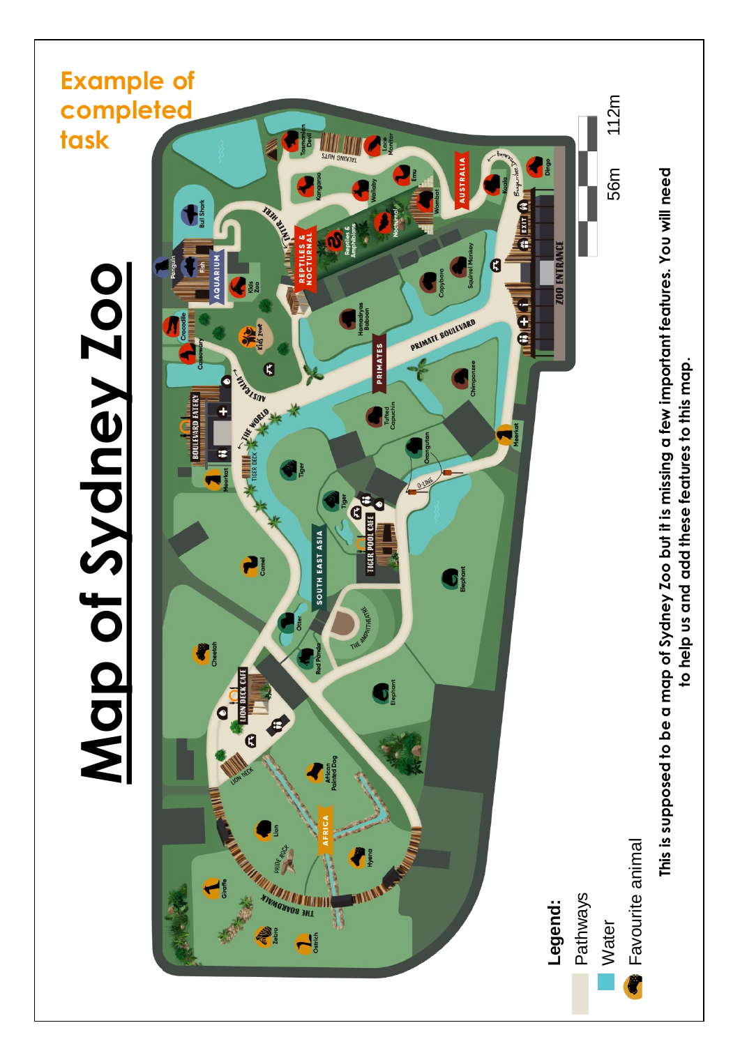Example of completed task

# Map of Sydney Zoo

**Legend:**

- Pathways
- Water
- Favourite animal

56m 112m

**This is supposed to be a map of Sydney Zoo but it is missing a few important features. You will need to help us and add these features to this map.**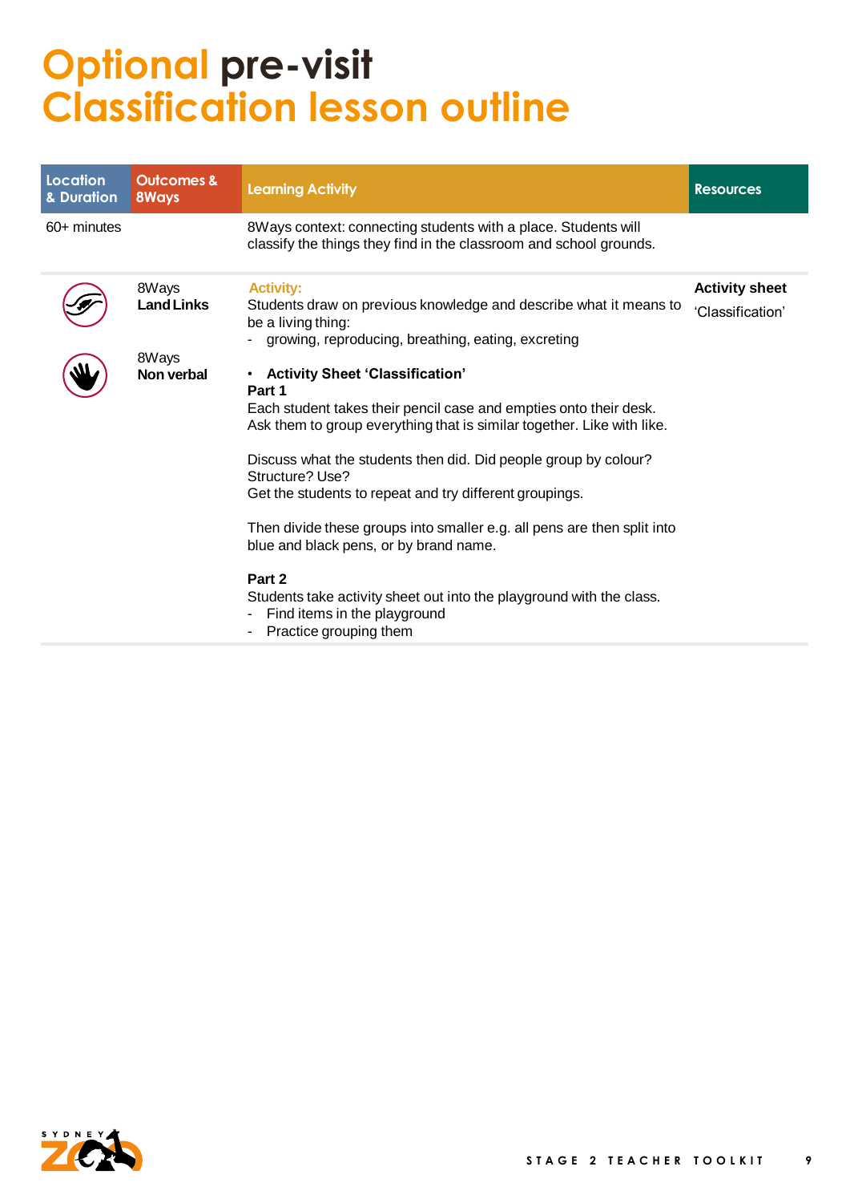# Optional pre-visit Classification lesson outline

| Location & Duration | Outcomes & 8Ways | Learning Activity | Resources |
|---|---|---|---|
| 60+ minutes | | 8Ways context: connecting students with a place. Students will classify the things they find in the classroom and school grounds. | |
| | 8Ways **Land Links**<br><br>8Ways **Non verbal** | **Activity:**<br>Students draw on previous knowledge and describe what it means to be a living thing:<br>- growing, reproducing, breathing, eating, excreting<br><br>• **Activity Sheet 'Classification'**<br>**Part 1**<br>Each student takes their pencil case and empties onto their desk. Ask them to group everything that is similar together. Like with like.<br><br>Discuss what the students then did. Did people group by colour? Structure? Use?<br>Get the students to repeat and try different groupings.<br><br>Then divide these groups into smaller e.g. all pens are then split into blue and black pens, or by brand name.<br><br>**Part 2**<br>Students take activity sheet out into the playground with the class.<br>- Find items in the playground<br>- Practice grouping them | **Activity sheet**<br>'Classification' |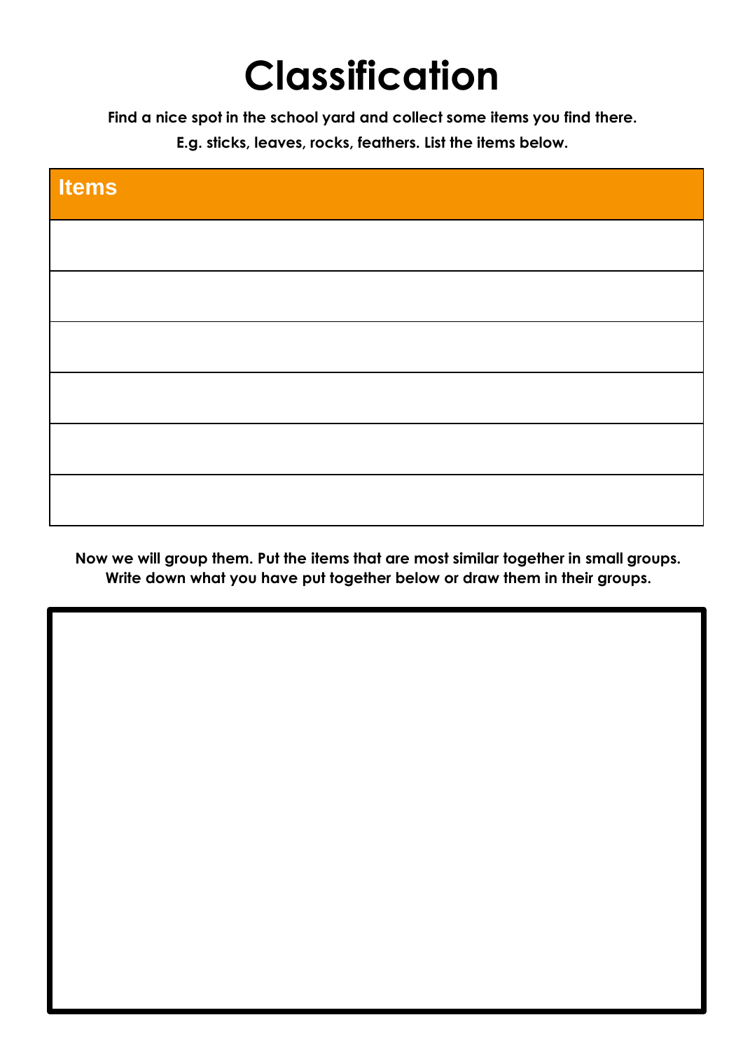# Classification

**Find a nice spot in the school yard and collect some items you find there.**

**E.g. sticks, leaves, rocks, feathers. List the items below.**

| Items |
| --- |
| |
| |
| |
| |
| |
| |

**Now we will group them. Put the items that are most similar together in small groups. Write down what you have put together below or draw them in their groups.**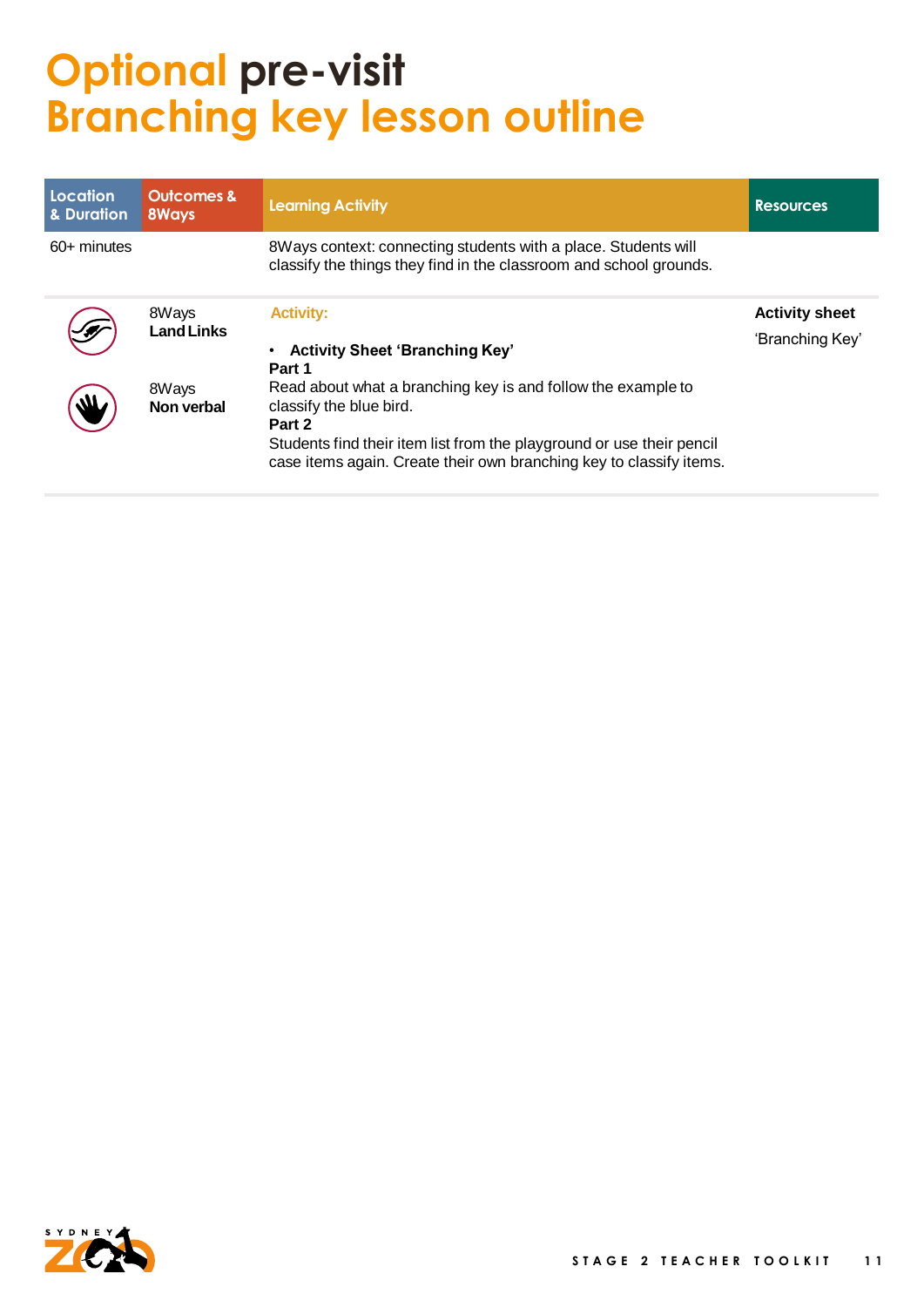# Optional pre-visit
# Branching key lesson outline

| Location & Duration | Outcomes & 8Ways | Learning Activity | Resources |
|---|---|---|---|
| 60+ minutes | | 8Ways context: connecting students with a place. Students will classify the things they find in the classroom and school grounds. | |
| | 8Ways **Land Links**<br><br>8Ways **Non verbal** | **Activity:**<br>• **Activity Sheet 'Branching Key'**<br>**Part 1**<br>Read about what a branching key is and follow the example to classify the blue bird.<br>**Part 2**<br>Students find their item list from the playground or use their pencil case items again. Create their own branching key to classify items. | **Activity sheet**<br>'Branching Key' |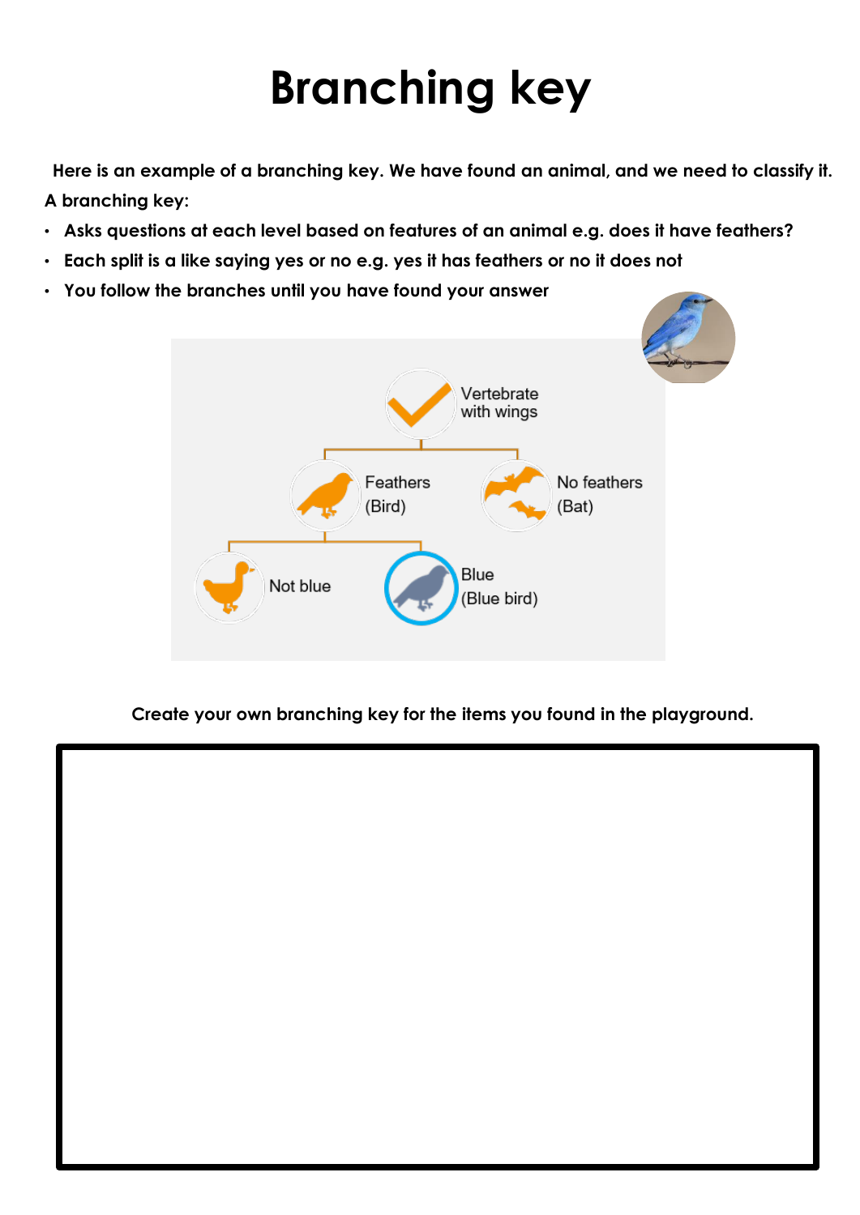# Branching key

**Here is an example of a branching key. We have found an animal, and we need to classify it.**

**A branching key:**

- **Asks questions at each level based on features of an animal e.g. does it have feathers?**
- **Each split is a like saying yes or no e.g. yes it has feathers or no it does not**
- **You follow the branches until you have found your answer**

Vertebrate with wings

Feathers (Bird)

No feathers (Bat)

Not blue

Blue (Blue bird)

**Create your own branching key for the items you found in the playground.**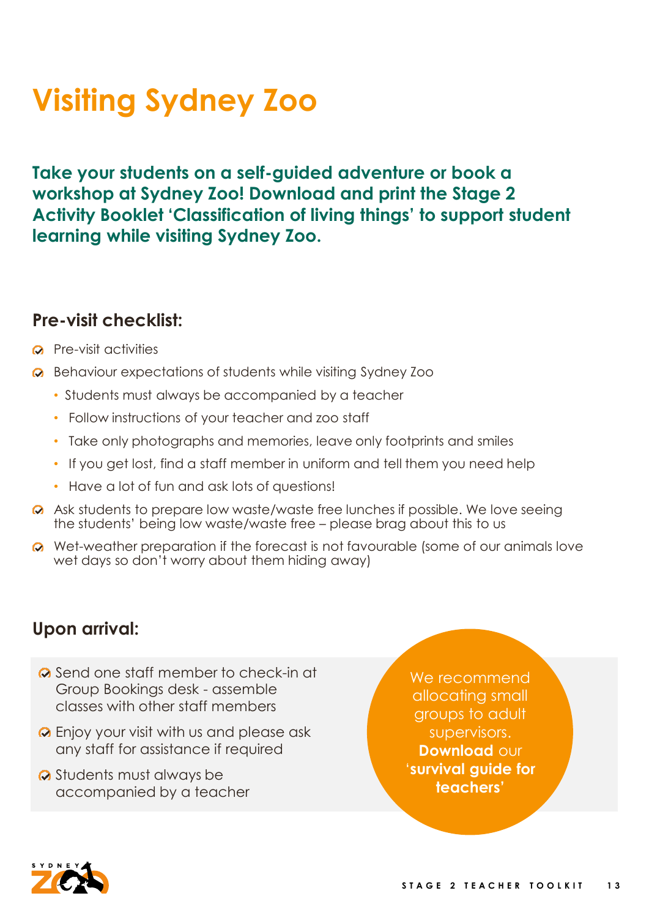# Visiting Sydney Zoo

**Take your students on a self-guided adventure or book a workshop at Sydney Zoo! Download and print the Stage 2 Activity Booklet 'Classification of living things' to support student learning while visiting Sydney Zoo.**

## Pre-visit checklist:

- Pre-visit activities
- Behaviour expectations of students while visiting Sydney Zoo
  - Students must always be accompanied by a teacher
  - Follow instructions of your teacher and zoo staff
  - Take only photographs and memories, leave only footprints and smiles
  - If you get lost, find a staff member in uniform and tell them you need help
  - Have a lot of fun and ask lots of questions!
- Ask students to prepare low waste/waste free lunches if possible. We love seeing the students' being low waste/waste free – please brag about this to us
- Wet-weather preparation if the forecast is not favourable (some of our animals love wet days so don't worry about them hiding away)

## Upon arrival:

- Send one staff member to check-in at Group Bookings desk - assemble classes with other staff members
- Enjoy your visit with us and please ask any staff for assistance if required
- Students must always be accompanied by a teacher

We recommend allocating small groups to adult supervisors. **Download** our '**survival guide for teachers'**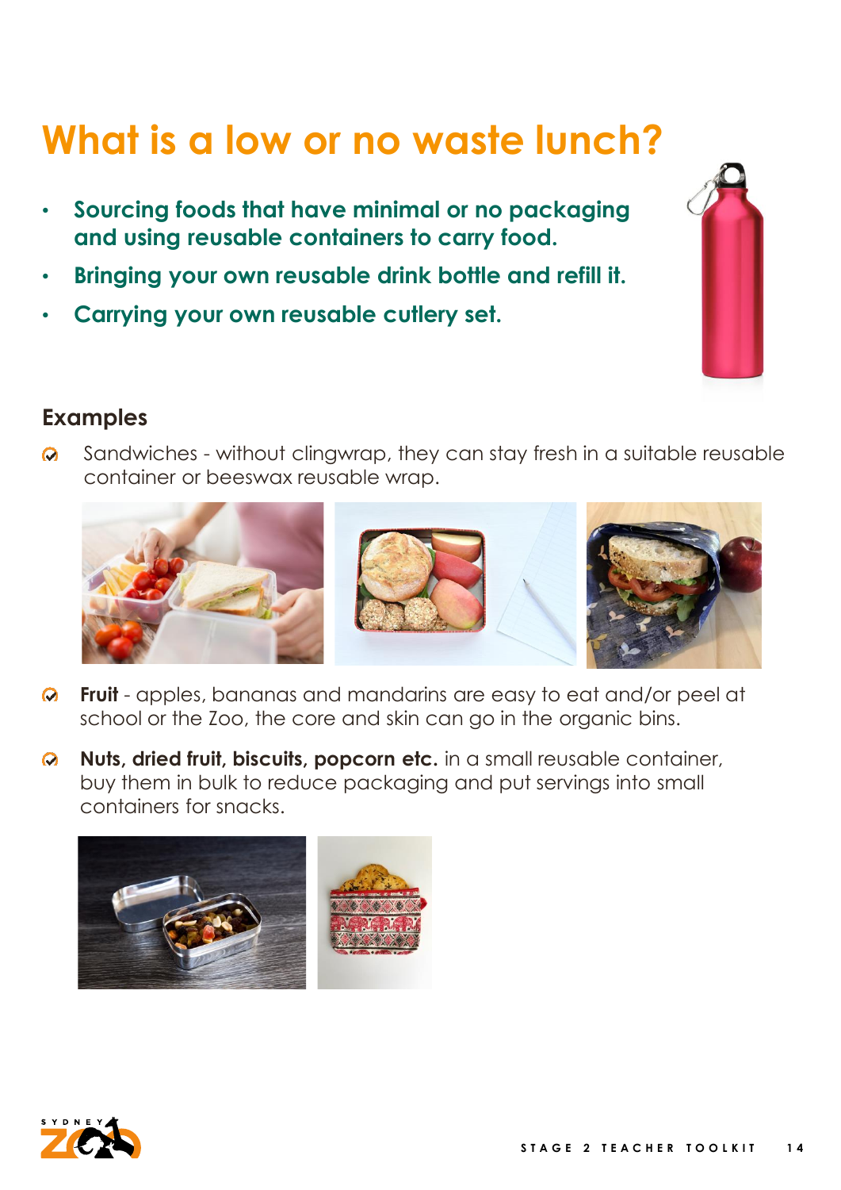# What is a low or no waste lunch?

- **Sourcing foods that have minimal or no packaging and using reusable containers to carry food.**
- **Bringing your own reusable drink bottle and refill it.**
- **Carrying your own reusable cutlery set.**

## Examples

- Sandwiches - without clingwrap, they can stay fresh in a suitable reusable container or beeswax reusable wrap.
- **Fruit** - apples, bananas and mandarins are easy to eat and/or peel at school or the Zoo, the core and skin can go in the organic bins.
- **Nuts, dried fruit, biscuits, popcorn etc.** in a small reusable container, buy them in bulk to reduce packaging and put servings into small containers for snacks.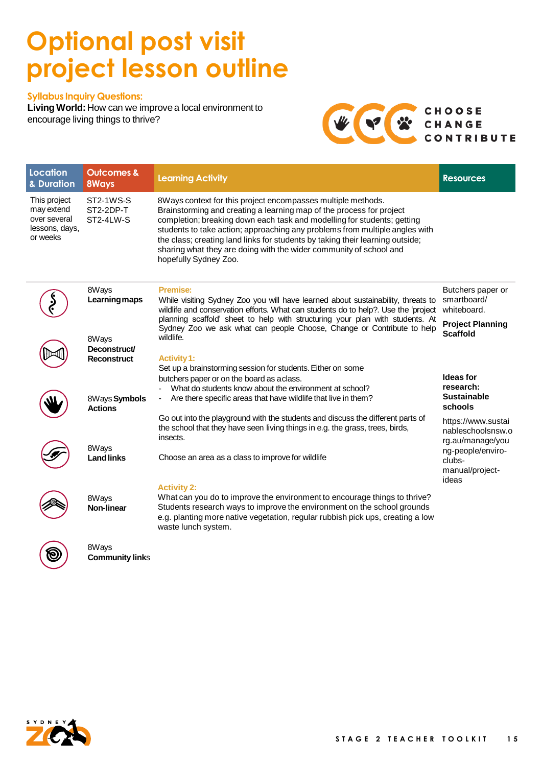# Optional post visit project lesson outline

**Syllabus Inquiry Questions:**

**Living World:** How can we improve a local environment to encourage living things to thrive?

CHOOSE CHANGE CONTRIBUTE

| Location & Duration | Outcomes & 8Ways | Learning Activity | Resources |
|---|---|---|---|
| This project may extend over several lessons, days, or weeks | ST2-1WS-S<br>ST2-2DP-T<br>ST2-4LW-S | 8Ways context for this project encompasses multiple methods. Brainstorming and creating a learning map of the process for project completion; breaking down each task and modelling for students; getting students to take action; approaching any problems from multiple angles with the class; creating land links for students by taking their learning outside; sharing what they are doing with the wider community of school and hopefully Sydney Zoo. | |
| | 8Ways **Learning maps**<br><br>8Ways **Deconstruct/ Reconstruct**<br><br>8Ways **Symbols Actions**<br><br>8Ways **Land links**<br><br>8Ways **Non-linear**<br><br>8Ways **Community links** | **Premise:**<br>While visiting Sydney Zoo you will have learned about sustainability, threats to wildlife and conservation efforts. What can students do to help?. Use the 'project planning scaffold' sheet to help with structuring your plan with students. At Sydney Zoo we ask what can people Choose, Change or Contribute to help wildlife.<br><br>**Activity 1:**<br>Set up a brainstorming session for students. Either on some butchers paper or on the board as a class.<br>- What do students know about the environment at school?<br>- Are there specific areas that have wildlife that live in them?<br><br>Go out into the playground with the students and discuss the different parts of the school that they have seen living things in e.g. the grass, trees, birds, insects.<br><br>Choose an area as a class to improve for wildlife<br><br>**Activity 2:**<br>What can you do to improve the environment to encourage things to thrive? Students research ways to improve the environment on the school grounds e.g. planting more native vegetation, regular rubbish pick ups, creating a low waste lunch system. | Butchers paper or smartboard/ whiteboard.<br><br>**Project Planning Scaffold**<br><br>**Ideas for research: Sustainable schools**<br><br>https://www.sustainableschoolsnsw.org.au/manage/young-people/enviro-clubs-manual/project-ideas |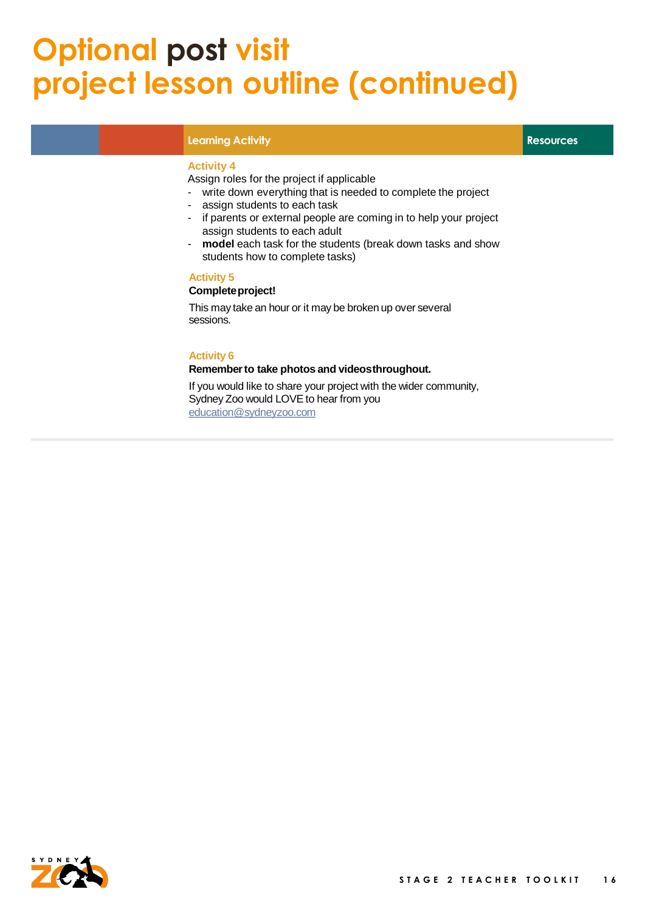# Optional post visit project lesson outline (continued)

| | | Learning Activity | Resources |
|---|---|---|---|
| | | **Activity 4**<br>Assign roles for the project if applicable<br>- write down everything that is needed to complete the project<br>- assign students to each task<br>- if parents or external people are coming in to help your project assign students to each adult<br>- **model** each task for the students (break down tasks and show students how to complete tasks)<br><br>**Activity 5**<br>**Complete project!**<br>This may take an hour or it may be broken up over several sessions.<br><br>**Activity 6**<br>**Remember to take photos and videos throughout.**<br>If you would like to share your project with the wider community, Sydney Zoo would LOVE to hear from you<br>education@sydneyzoo.com | |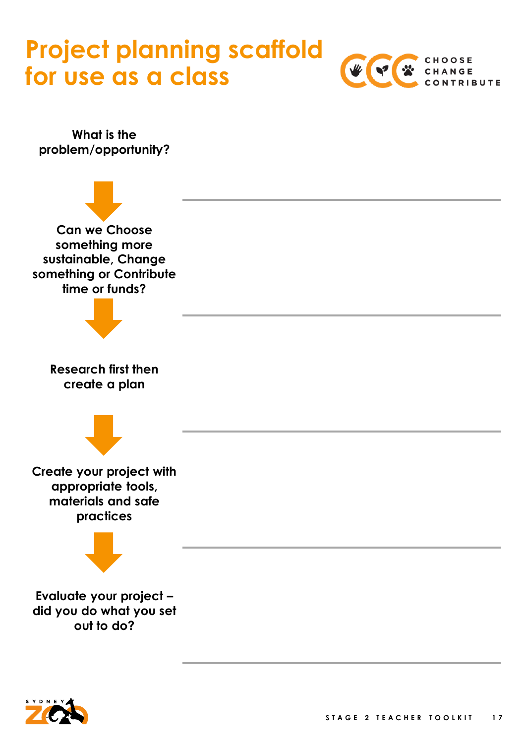# Project planning scaffold for use as a class

CHOOSE
CHANGE
CONTRIBUTE

**What is the problem/opportunity?**

**Can we Choose something more sustainable, Change something or Contribute time or funds?**

**Research first then create a plan**

**Create your project with appropriate tools, materials and safe practices**

**Evaluate your project – did you do what you set out to do?**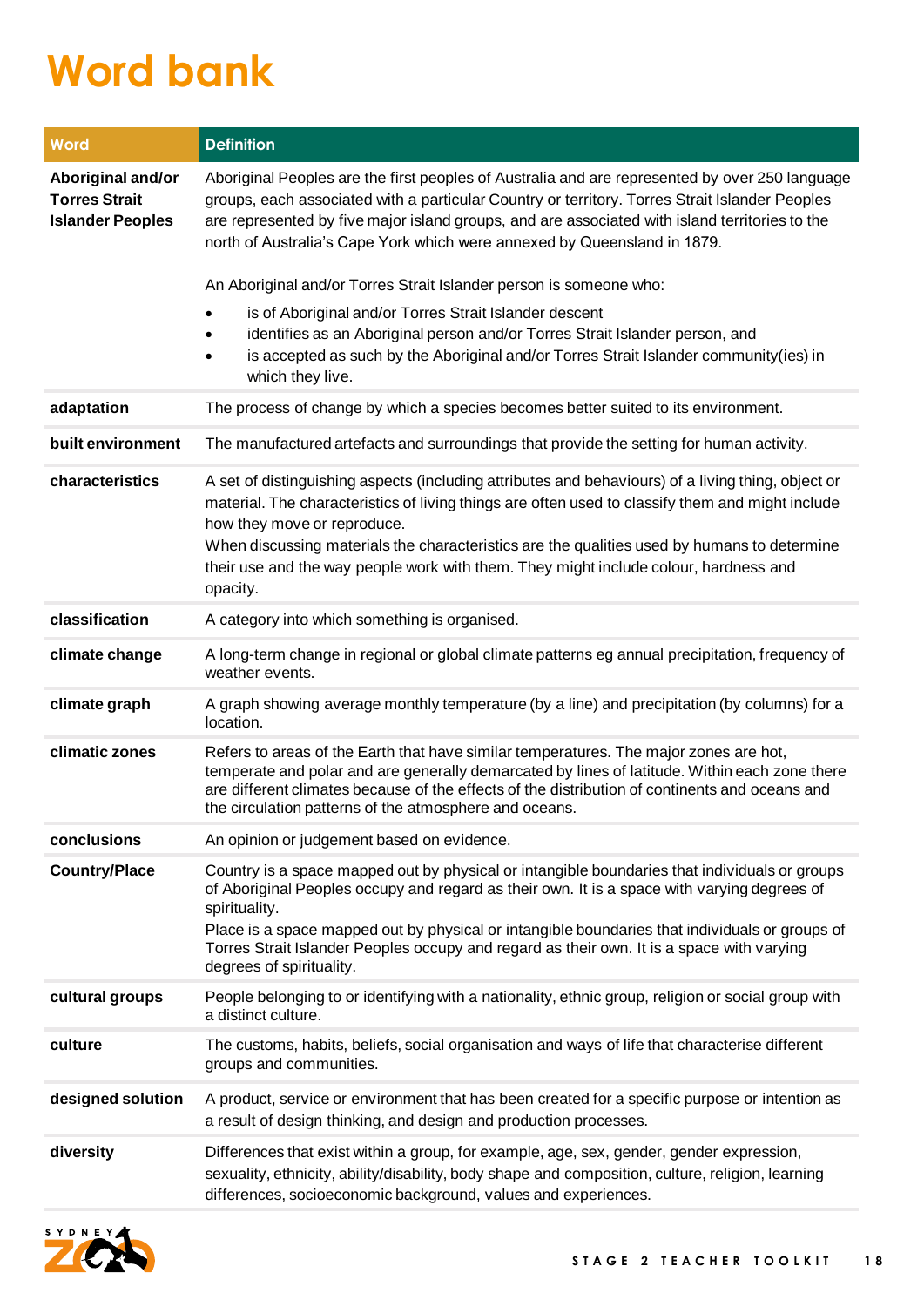# Word bank

| Word | Definition |
|---|---|
| **Aboriginal and/or Torres Strait Islander Peoples** | Aboriginal Peoples are the first peoples of Australia and are represented by over 250 language groups, each associated with a particular Country or territory. Torres Strait Islander Peoples are represented by five major island groups, and are associated with island territories to the north of Australia's Cape York which were annexed by Queensland in 1879.<br><br>An Aboriginal and/or Torres Strait Islander person is someone who:<br>• is of Aboriginal and/or Torres Strait Islander descent<br>• identifies as an Aboriginal person and/or Torres Strait Islander person, and<br>• is accepted as such by the Aboriginal and/or Torres Strait Islander community(ies) in which they live. |
| **adaptation** | The process of change by which a species becomes better suited to its environment. |
| **built environment** | The manufactured artefacts and surroundings that provide the setting for human activity. |
| **characteristics** | A set of distinguishing aspects (including attributes and behaviours) of a living thing, object or material. The characteristics of living things are often used to classify them and might include how they move or reproduce.<br>When discussing materials the characteristics are the qualities used by humans to determine their use and the way people work with them. They might include colour, hardness and opacity. |
| **classification** | A category into which something is organised. |
| **climate change** | A long-term change in regional or global climate patterns eg annual precipitation, frequency of weather events. |
| **climate graph** | A graph showing average monthly temperature (by a line) and precipitation (by columns) for a location. |
| **climatic zones** | Refers to areas of the Earth that have similar temperatures. The major zones are hot, temperate and polar and are generally demarcated by lines of latitude. Within each zone there are different climates because of the effects of the distribution of continents and oceans and the circulation patterns of the atmosphere and oceans. |
| **conclusions** | An opinion or judgement based on evidence. |
| **Country/Place** | Country is a space mapped out by physical or intangible boundaries that individuals or groups of Aboriginal Peoples occupy and regard as their own. It is a space with varying degrees of spirituality.<br>Place is a space mapped out by physical or intangible boundaries that individuals or groups of Torres Strait Islander Peoples occupy and regard as their own. It is a space with varying degrees of spirituality. |
| **cultural groups** | People belonging to or identifying with a nationality, ethnic group, religion or social group with a distinct culture. |
| **culture** | The customs, habits, beliefs, social organisation and ways of life that characterise different groups and communities. |
| **designed solution** | A product, service or environment that has been created for a specific purpose or intention as a result of design thinking, and design and production processes. |
| **diversity** | Differences that exist within a group, for example, age, sex, gender, gender expression, sexuality, ethnicity, ability/disability, body shape and composition, culture, religion, learning differences, socioeconomic background, values and experiences. |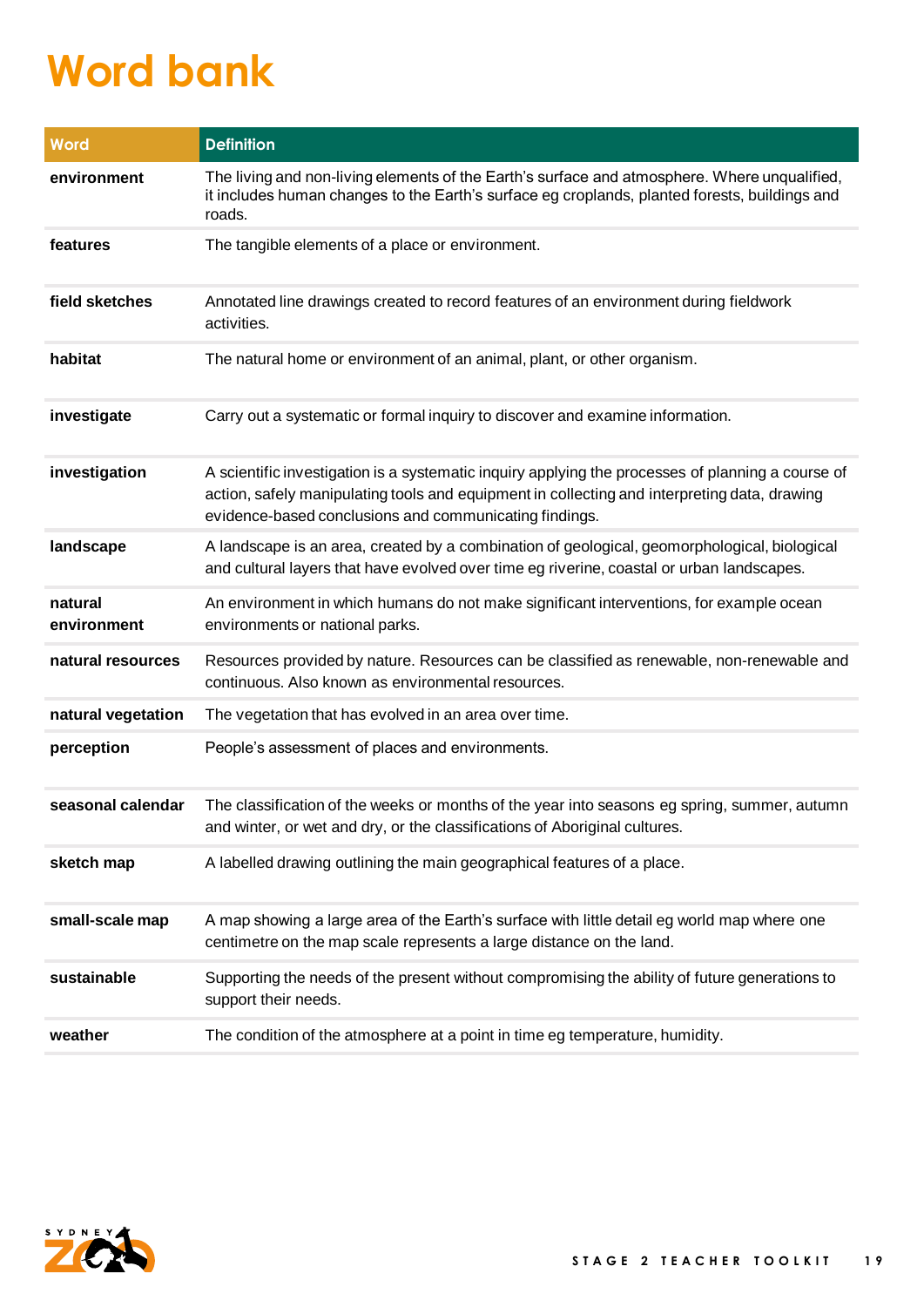# Word bank

| Word | Definition |
|---|---|
| **environment** | The living and non-living elements of the Earth's surface and atmosphere. Where unqualified, it includes human changes to the Earth's surface eg croplands, planted forests, buildings and roads. |
| **features** | The tangible elements of a place or environment. |
| **field sketches** | Annotated line drawings created to record features of an environment during fieldwork activities. |
| **habitat** | The natural home or environment of an animal, plant, or other organism. |
| **investigate** | Carry out a systematic or formal inquiry to discover and examine information. |
| **investigation** | A scientific investigation is a systematic inquiry applying the processes of planning a course of action, safely manipulating tools and equipment in collecting and interpreting data, drawing evidence-based conclusions and communicating findings. |
| **landscape** | A landscape is an area, created by a combination of geological, geomorphological, biological and cultural layers that have evolved over time eg riverine, coastal or urban landscapes. |
| **natural environment** | An environment in which humans do not make significant interventions, for example ocean environments or national parks. |
| **natural resources** | Resources provided by nature. Resources can be classified as renewable, non-renewable and continuous. Also known as environmental resources. |
| **natural vegetation** | The vegetation that has evolved in an area over time. |
| **perception** | People's assessment of places and environments. |
| **seasonal calendar** | The classification of the weeks or months of the year into seasons eg spring, summer, autumn and winter, or wet and dry, or the classifications of Aboriginal cultures. |
| **sketch map** | A labelled drawing outlining the main geographical features of a place. |
| **small-scale map** | A map showing a large area of the Earth's surface with little detail eg world map where one centimetre on the map scale represents a large distance on the land. |
| **sustainable** | Supporting the needs of the present without compromising the ability of future generations to support their needs. |
| **weather** | The condition of the atmosphere at a point in time eg temperature, humidity. |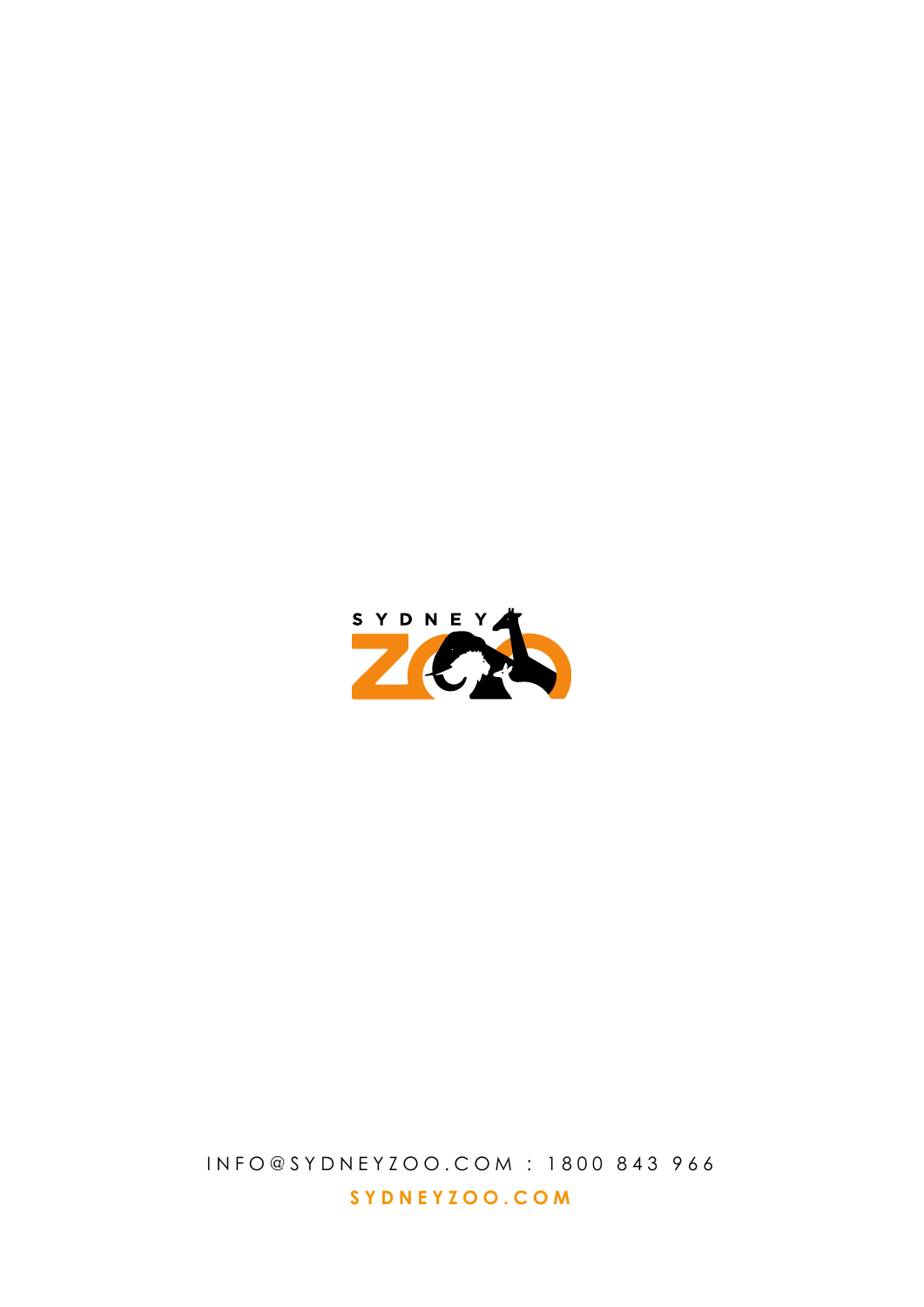SYDNEY ZOO

INFO@SYDNEYZOO.COM : 1800 843 966

**SYDNEYZOO.COM**